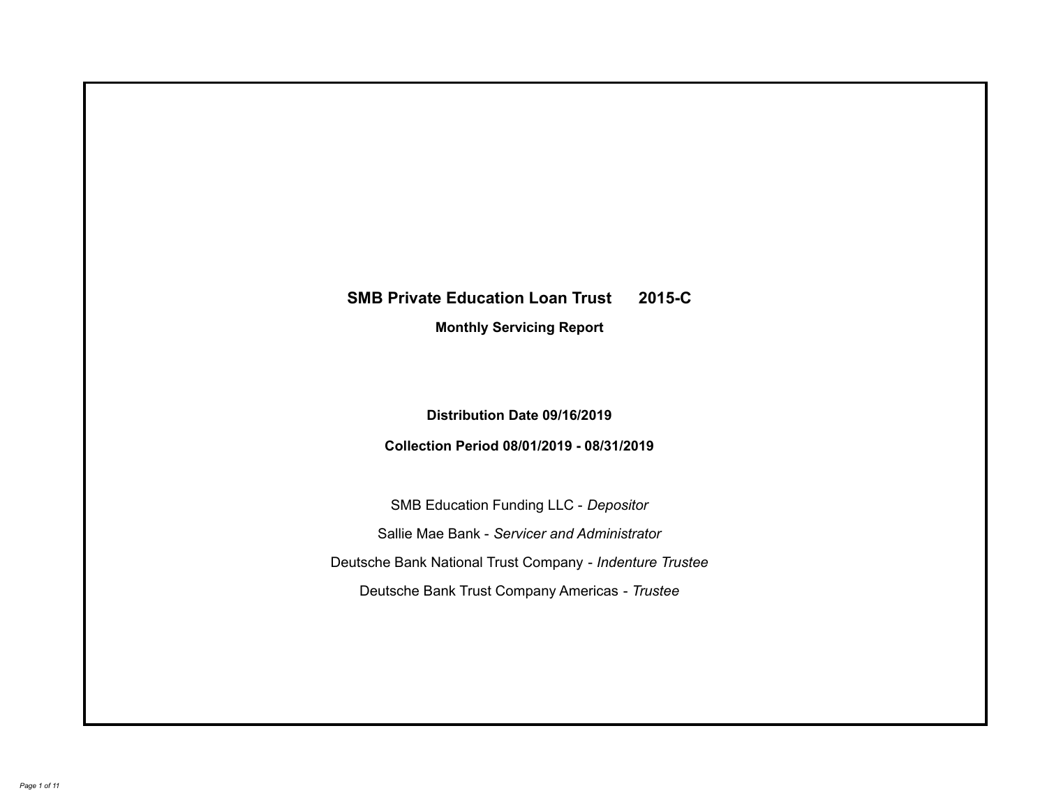# SMB Private Education Loan Trust 2015-C

## Monthly Servicing Report

**Distribution Date 09/16/2019**

**Collection Period 08/01/2019 - 08/31/2019**

SMB Education Funding LLC - *Depositor*

Sallie Mae Bank - *Servicer and Administrator*

Deutsche Bank National Trust Company - *Indenture Trustee*

Deutsche Bank Trust Company Americas - *Trustee*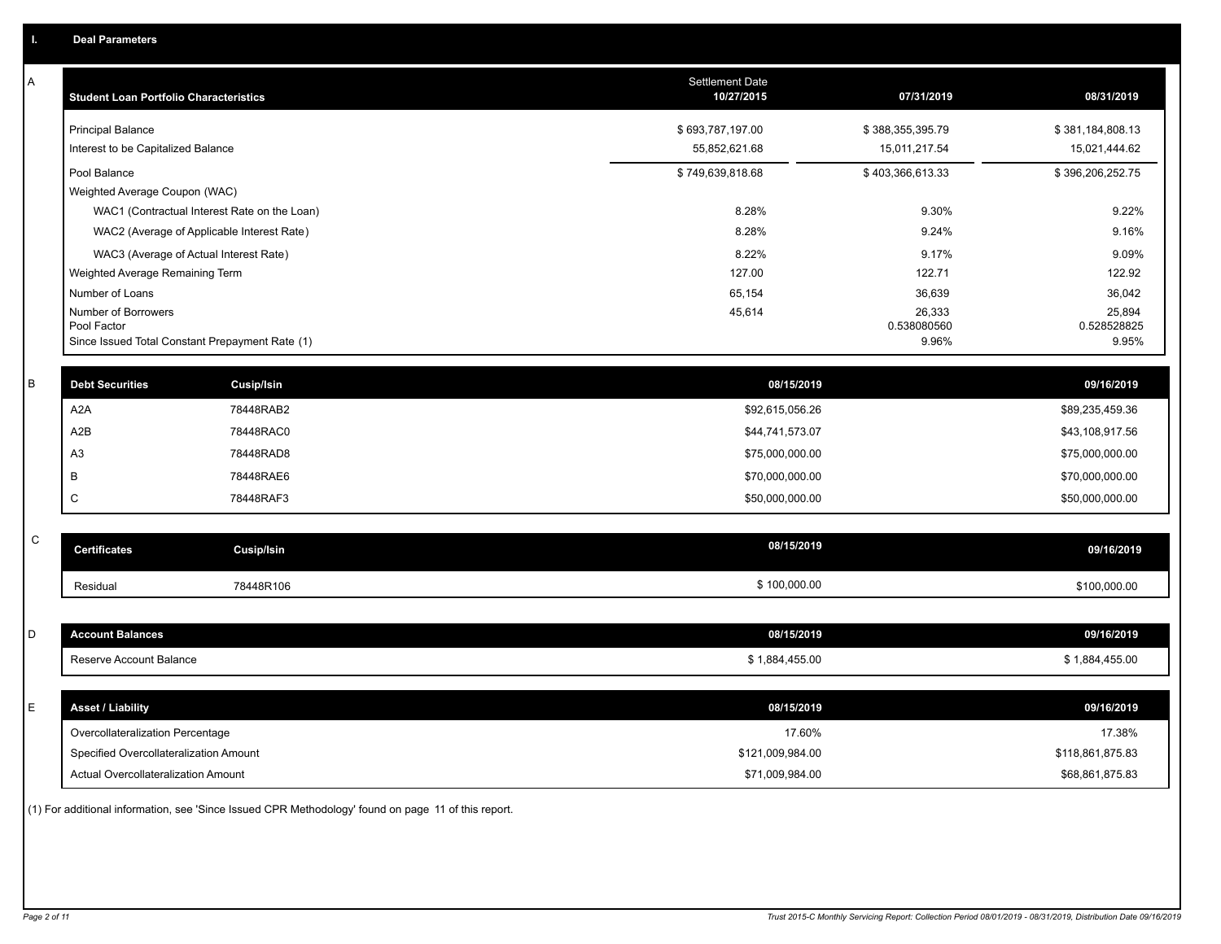## I. Deal Parameters

### A

| Student Loan Portfolio Characteristics | Settlement Date 10/27/2015 | 07/31/2019 | 08/31/2019 |
|---|---|---|---|
| Principal Balance | $ 693,787,197.00 | $ 388,355,395.79 | $ 381,184,808.13 |
| Interest to be Capitalized Balance | 55,852,621.68 | 15,011,217.54 | 15,021,444.62 |
| Pool Balance | $ 749,639,818.68 | $ 403,366,613.33 | $ 396,206,252.75 |
| Weighted Average Coupon (WAC) | | | |
| WAC1 (Contractual Interest Rate on the Loan) | 8.28% | 9.30% | 9.22% |
| WAC2 (Average of Applicable Interest Rate) | 8.28% | 9.24% | 9.16% |
| WAC3 (Average of Actual Interest Rate) | 8.22% | 9.17% | 9.09% |
| Weighted Average Remaining Term | 127.00 | 122.71 | 122.92 |
| Number of Loans | 65,154 | 36,639 | 36,042 |
| Number of Borrowers | 45,614 | 26,333 | 25,894 |
| Pool Factor | | 0.538080560 | 0.528528825 |
| Since Issued Total Constant Prepayment Rate (1) | | 9.96% | 9.95% |

### B

| Debt Securities | Cusip/Isin | 08/15/2019 | 09/16/2019 |
|---|---|---|---|
| A2A | 78448RAB2 | $92,615,056.26 | $89,235,459.36 |
| A2B | 78448RAC0 | $44,741,573.07 | $43,108,917.56 |
| A3 | 78448RAD8 | $75,000,000.00 | $75,000,000.00 |
| B | 78448RAE6 | $70,000,000.00 | $70,000,000.00 |
| C | 78448RAF3 | $50,000,000.00 | $50,000,000.00 |

### C

| Certificates | Cusip/Isin | 08/15/2019 | 09/16/2019 |
|---|---|---|---|
| Residual | 78448R106 | $ 100,000.00 | $100,000.00 |

### D

| Account Balances | 08/15/2019 | 09/16/2019 |
|---|---|---|
| Reserve Account Balance | $ 1,884,455.00 | $ 1,884,455.00 |

### E

| Asset / Liability | 08/15/2019 | 09/16/2019 |
|---|---|---|
| Overcollateralization Percentage | 17.60% | 17.38% |
| Specified Overcollateralization Amount | $121,009,984.00 | $118,861,875.83 |
| Actual Overcollateralization Amount | $71,009,984.00 | $68,861,875.83 |

(1) For additional information, see 'Since Issued CPR Methodology' found on page 11 of this report.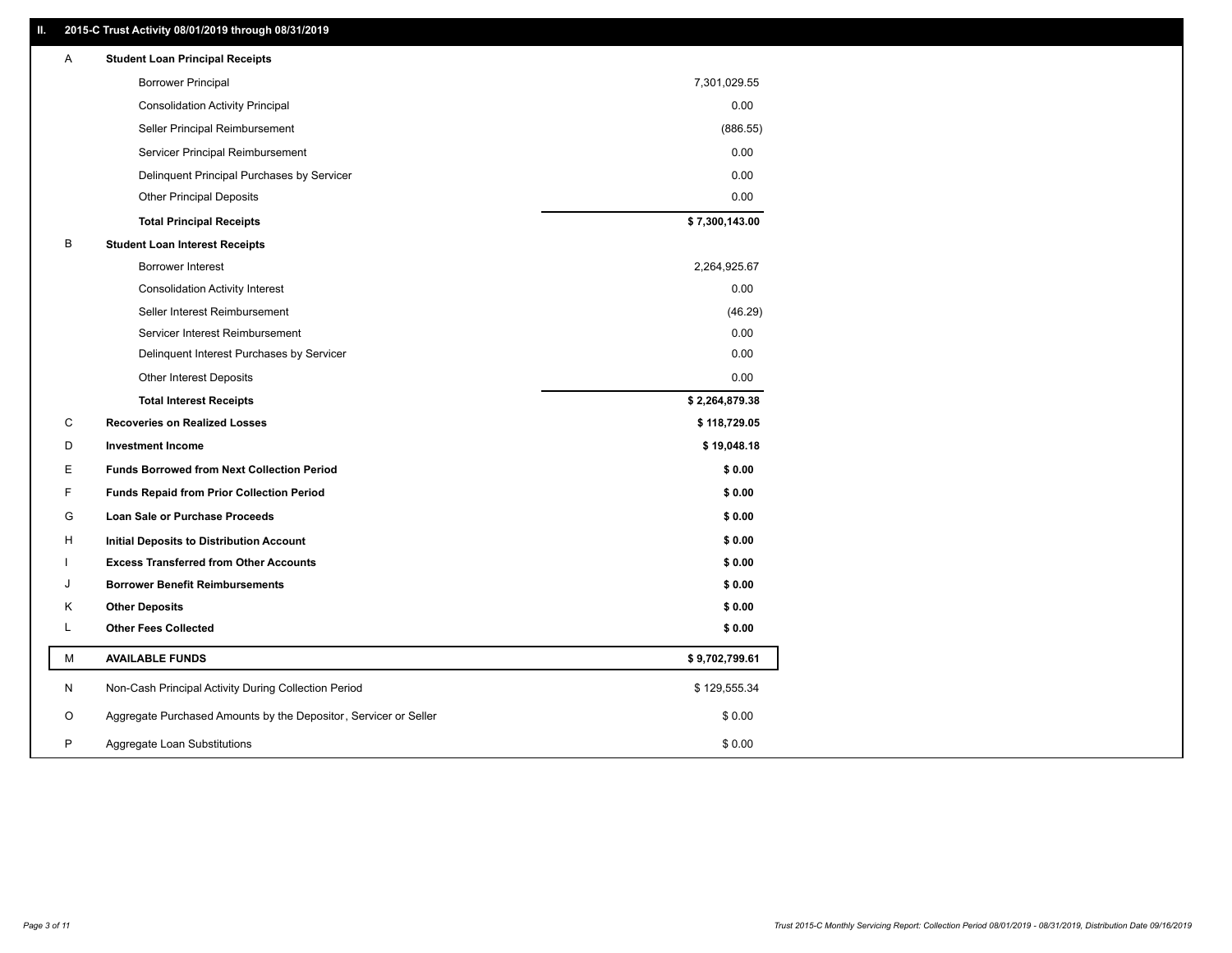## II. 2015-C Trust Activity 08/01/2019 through 08/31/2019

| | | |
|---|---|---|
| A | **Student Loan Principal Receipts** | |
| | Borrower Principal | 7,301,029.55 |
| | Consolidation Activity Principal | 0.00 |
| | Seller Principal Reimbursement | (886.55) |
| | Servicer Principal Reimbursement | 0.00 |
| | Delinquent Principal Purchases by Servicer | 0.00 |
| | Other Principal Deposits | 0.00 |
| | **Total Principal Receipts** | **$ 7,300,143.00** |
| B | **Student Loan Interest Receipts** | |
| | Borrower Interest | 2,264,925.67 |
| | Consolidation Activity Interest | 0.00 |
| | Seller Interest Reimbursement | (46.29) |
| | Servicer Interest Reimbursement | 0.00 |
| | Delinquent Interest Purchases by Servicer | 0.00 |
| | Other Interest Deposits | 0.00 |
| | **Total Interest Receipts** | **$ 2,264,879.38** |
| C | **Recoveries on Realized Losses** | **$ 118,729.05** |
| D | **Investment Income** | **$ 19,048.18** |
| E | **Funds Borrowed from Next Collection Period** | **$ 0.00** |
| F | **Funds Repaid from Prior Collection Period** | **$ 0.00** |
| G | **Loan Sale or Purchase Proceeds** | **$ 0.00** |
| H | **Initial Deposits to Distribution Account** | **$ 0.00** |
| I | **Excess Transferred from Other Accounts** | **$ 0.00** |
| J | **Borrower Benefit Reimbursements** | **$ 0.00** |
| K | **Other Deposits** | **$ 0.00** |
| L | **Other Fees Collected** | **$ 0.00** |
| M | **AVAILABLE FUNDS** | **$ 9,702,799.61** |
| N | Non-Cash Principal Activity During Collection Period | $ 129,555.34 |
| O | Aggregate Purchased Amounts by the Depositor, Servicer or Seller | $ 0.00 |
| P | Aggregate Loan Substitutions | $ 0.00 |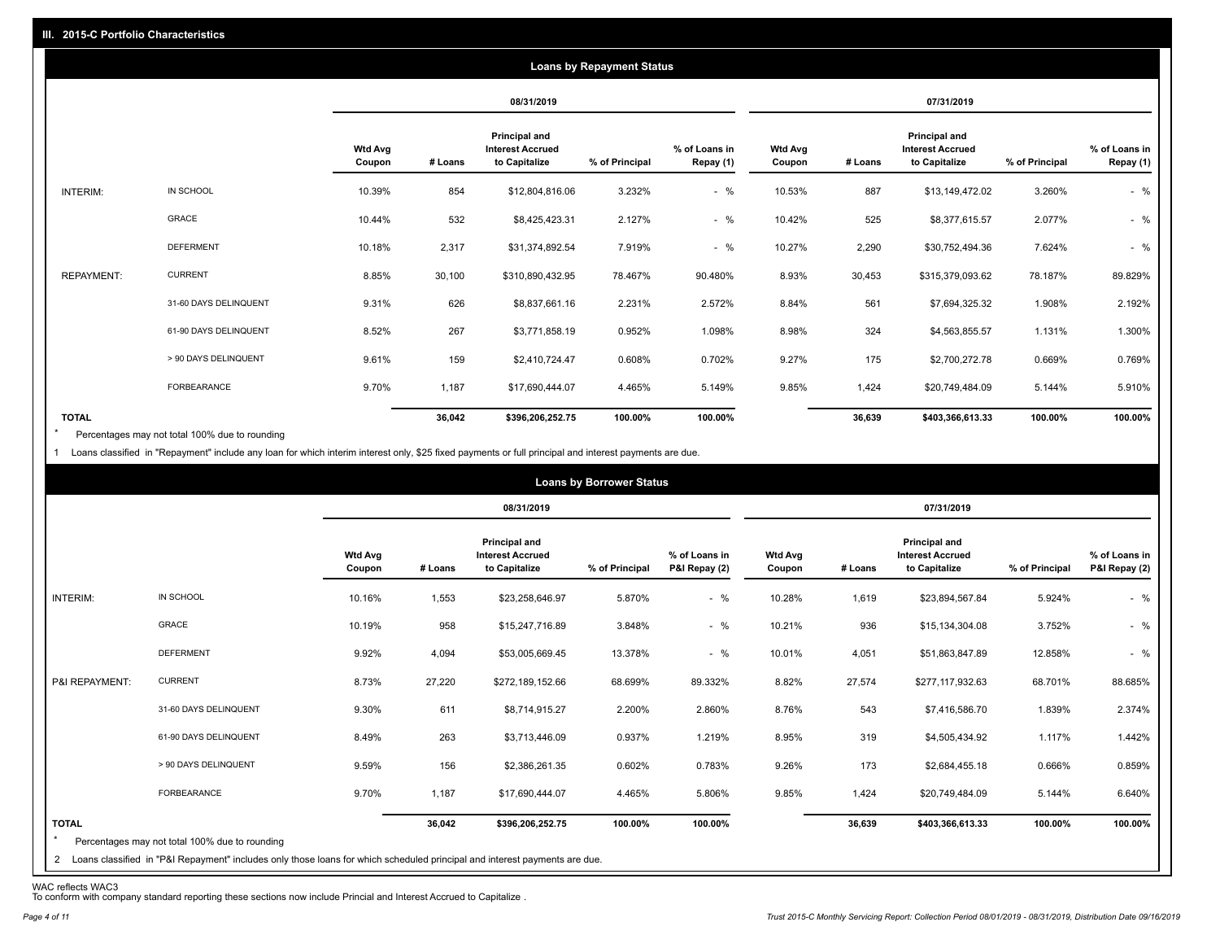## III. 2015-C Portfolio Characteristics

### Loans by Repayment Status

| | | 08/31/2019 | | | | | 07/31/2019 | | | | |
|---|---|---|---|---|---|---|---|---|---|---|---|
| | | Wtd Avg Coupon | # Loans | Principal and Interest Accrued to Capitalize | % of Principal | % of Loans in Repay (1) | Wtd Avg Coupon | # Loans | Principal and Interest Accrued to Capitalize | % of Principal | % of Loans in Repay (1) |
| INTERIM: | IN SCHOOL | 10.39% | 854 | $12,804,816.06 | 3.232% | - % | 10.53% | 887 | $13,149,472.02 | 3.260% | - % |
| | GRACE | 10.44% | 532 | $8,425,423.31 | 2.127% | - % | 10.42% | 525 | $8,377,615.57 | 2.077% | - % |
| | DEFERMENT | 10.18% | 2,317 | $31,374,892.54 | 7.919% | - % | 10.27% | 2,290 | $30,752,494.36 | 7.624% | - % |
| REPAYMENT: | CURRENT | 8.85% | 30,100 | $310,890,432.95 | 78.467% | 90.480% | 8.93% | 30,453 | $315,379,093.62 | 78.187% | 89.829% |
| | 31-60 DAYS DELINQUENT | 9.31% | 626 | $8,837,661.16 | 2.231% | 2.572% | 8.84% | 561 | $7,694,325.32 | 1.908% | 2.192% |
| | 61-90 DAYS DELINQUENT | 8.52% | 267 | $3,771,858.19 | 0.952% | 1.098% | 8.98% | 324 | $4,563,855.57 | 1.131% | 1.300% |
| | > 90 DAYS DELINQUENT | 9.61% | 159 | $2,410,724.47 | 0.608% | 0.702% | 9.27% | 175 | $2,700,272.78 | 0.669% | 0.769% |
| | FORBEARANCE | 9.70% | 1,187 | $17,690,444.07 | 4.465% | 5.149% | 9.85% | 1,424 | $20,749,484.09 | 5.144% | 5.910% |
| TOTAL | | | 36,042 | $396,206,252.75 | 100.00% | 100.00% | | 36,639 | $403,366,613.33 | 100.00% | 100.00% |

* Percentages may not total 100% due to rounding

1 Loans classified in "Repayment" include any loan for which interim interest only, $25 fixed payments or full principal and interest payments are due.

### Loans by Borrower Status

| | | 08/31/2019 | | | | | 07/31/2019 | | | | |
|---|---|---|---|---|---|---|---|---|---|---|---|
| | | Wtd Avg Coupon | # Loans | Principal and Interest Accrued to Capitalize | % of Principal | % of Loans in P&I Repay (2) | Wtd Avg Coupon | # Loans | Principal and Interest Accrued to Capitalize | % of Principal | % of Loans in P&I Repay (2) |
| INTERIM: | IN SCHOOL | 10.16% | 1,553 | $23,258,646.97 | 5.870% | - % | 10.28% | 1,619 | $23,894,567.84 | 5.924% | - % |
| | GRACE | 10.19% | 958 | $15,247,716.89 | 3.848% | - % | 10.21% | 936 | $15,134,304.08 | 3.752% | - % |
| | DEFERMENT | 9.92% | 4,094 | $53,005,669.45 | 13.378% | - % | 10.01% | 4,051 | $51,863,847.89 | 12.858% | - % |
| P&I REPAYMENT: | CURRENT | 8.73% | 27,220 | $272,189,152.66 | 68.699% | 89.332% | 8.82% | 27,574 | $277,117,932.63 | 68.701% | 88.685% |
| | 31-60 DAYS DELINQUENT | 9.30% | 611 | $8,714,915.27 | 2.200% | 2.860% | 8.76% | 543 | $7,416,586.70 | 1.839% | 2.374% |
| | 61-90 DAYS DELINQUENT | 8.49% | 263 | $3,713,446.09 | 0.937% | 1.219% | 8.95% | 319 | $4,505,434.92 | 1.117% | 1.442% |
| | > 90 DAYS DELINQUENT | 9.59% | 156 | $2,386,261.35 | 0.602% | 0.783% | 9.26% | 173 | $2,684,455.18 | 0.666% | 0.859% |
| | FORBEARANCE | 9.70% | 1,187 | $17,690,444.07 | 4.465% | 5.806% | 9.85% | 1,424 | $20,749,484.09 | 5.144% | 6.640% |
| TOTAL | | | 36,042 | $396,206,252.75 | 100.00% | 100.00% | | 36,639 | $403,366,613.33 | 100.00% | 100.00% |

* Percentages may not total 100% due to rounding

2 Loans classified in "P&I Repayment" includes only those loans for which scheduled principal and interest payments are due.

WAC reflects WAC3

To conform with company standard reporting these sections now include Princial and Interest Accrued to Capitalize .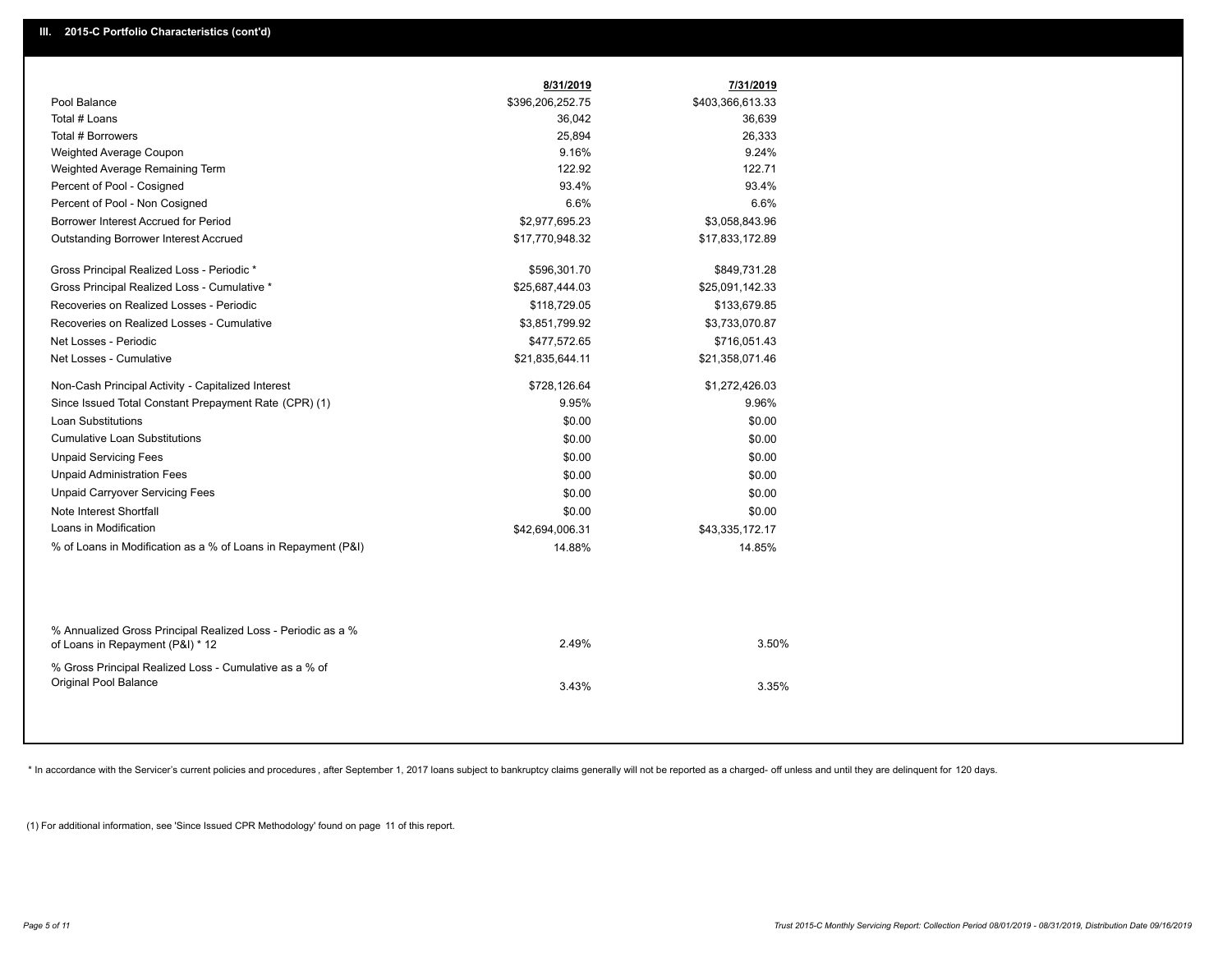## III. 2015-C Portfolio Characteristics (cont'd)

| | 8/31/2019 | 7/31/2019 |
|---|---|---|
| Pool Balance | $396,206,252.75 | $403,366,613.33 |
| Total # Loans | 36,042 | 36,639 |
| Total # Borrowers | 25,894 | 26,333 |
| Weighted Average Coupon | 9.16% | 9.24% |
| Weighted Average Remaining Term | 122.92 | 122.71 |
| Percent of Pool - Cosigned | 93.4% | 93.4% |
| Percent of Pool - Non Cosigned | 6.6% | 6.6% |
| Borrower Interest Accrued for Period | $2,977,695.23 | $3,058,843.96 |
| Outstanding Borrower Interest Accrued | $17,770,948.32 | $17,833,172.89 |
| Gross Principal Realized Loss - Periodic * | $596,301.70 | $849,731.28 |
| Gross Principal Realized Loss - Cumulative * | $25,687,444.03 | $25,091,142.33 |
| Recoveries on Realized Losses - Periodic | $118,729.05 | $133,679.85 |
| Recoveries on Realized Losses - Cumulative | $3,851,799.92 | $3,733,070.87 |
| Net Losses - Periodic | $477,572.65 | $716,051.43 |
| Net Losses - Cumulative | $21,835,644.11 | $21,358,071.46 |
| Non-Cash Principal Activity - Capitalized Interest | $728,126.64 | $1,272,426.03 |
| Since Issued Total Constant Prepayment Rate (CPR) (1) | 9.95% | 9.96% |
| Loan Substitutions | $0.00 | $0.00 |
| Cumulative Loan Substitutions | $0.00 | $0.00 |
| Unpaid Servicing Fees | $0.00 | $0.00 |
| Unpaid Administration Fees | $0.00 | $0.00 |
| Unpaid Carryover Servicing Fees | $0.00 | $0.00 |
| Note Interest Shortfall | $0.00 | $0.00 |
| Loans in Modification | $42,694,006.31 | $43,335,172.17 |
| % of Loans in Modification as a % of Loans in Repayment (P&I) | 14.88% | 14.85% |
| % Annualized Gross Principal Realized Loss - Periodic as a % of Loans in Repayment (P&I) * 12 | 2.49% | 3.50% |
| % Gross Principal Realized Loss - Cumulative as a % of Original Pool Balance | 3.43% | 3.35% |

* In accordance with the Servicer's current policies and procedures , after September 1, 2017 loans subject to bankruptcy claims generally will not be reported as a charged- off unless and until they are delinquent for 120 days.

(1) For additional information, see 'Since Issued CPR Methodology' found on page 11 of this report.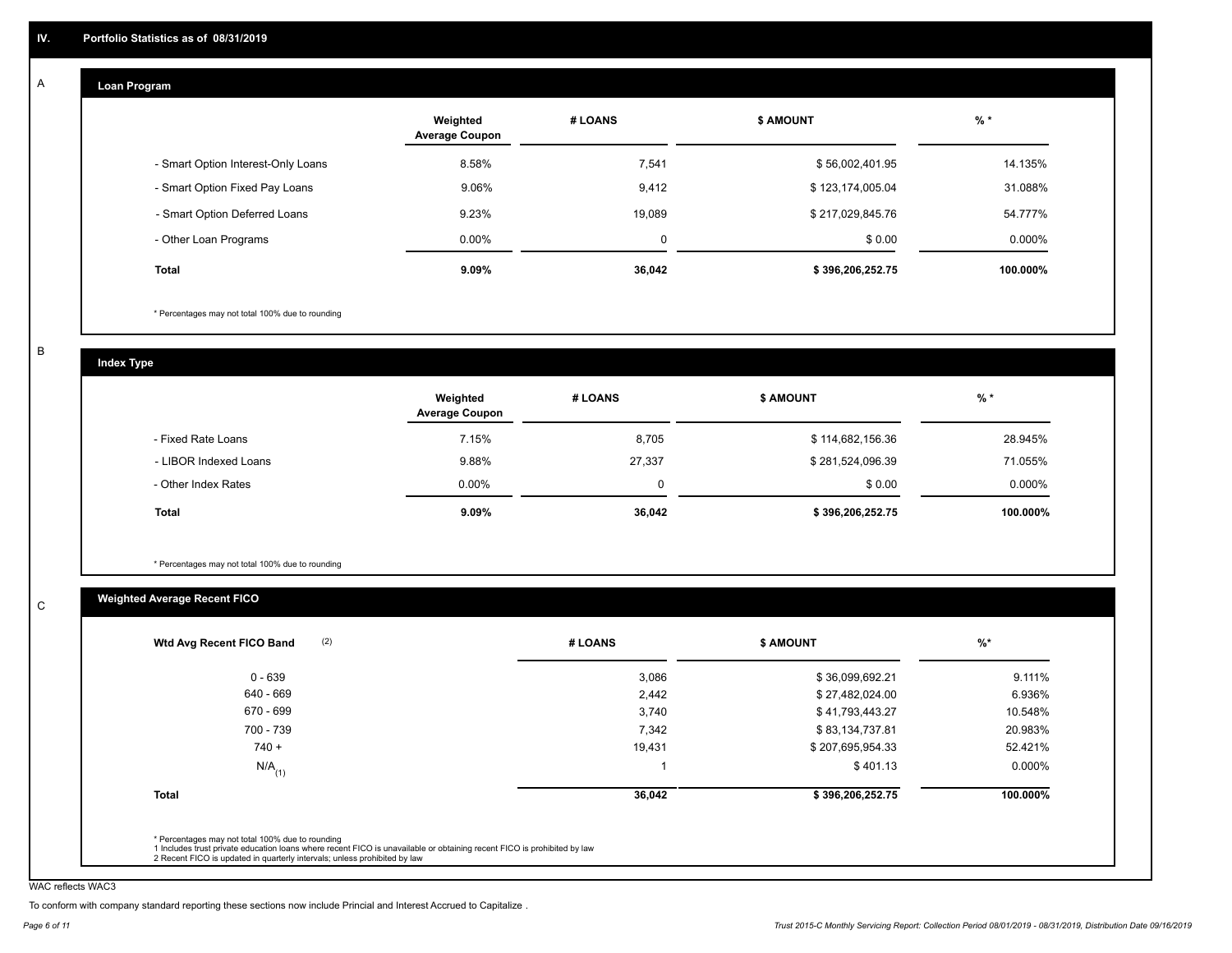## IV. Portfolio Statistics as of 08/31/2019

### A — Loan Program

| | Weighted Average Coupon | # LOANS | $ AMOUNT | % * |
|---|---|---|---|---|
| - Smart Option Interest-Only Loans | 8.58% | 7,541 | $ 56,002,401.95 | 14.135% |
| - Smart Option Fixed Pay Loans | 9.06% | 9,412 | $ 123,174,005.04 | 31.088% |
| - Smart Option Deferred Loans | 9.23% | 19,089 | $ 217,029,845.76 | 54.777% |
| - Other Loan Programs | 0.00% | 0 | $ 0.00 | 0.000% |
| **Total** | **9.09%** | **36,042** | **$ 396,206,252.75** | **100.000%** |

\* Percentages may not total 100% due to rounding

### B — Index Type

| | Weighted Average Coupon | # LOANS | $ AMOUNT | % * |
|---|---|---|---|---|
| - Fixed Rate Loans | 7.15% | 8,705 | $ 114,682,156.36 | 28.945% |
| - LIBOR Indexed Loans | 9.88% | 27,337 | $ 281,524,096.39 | 71.055% |
| - Other Index Rates | 0.00% | 0 | $ 0.00 | 0.000% |
| **Total** | **9.09%** | **36,042** | **$ 396,206,252.75** | **100.000%** |

\* Percentages may not total 100% due to rounding

### C — Weighted Average Recent FICO

| Wtd Avg Recent FICO Band (2) | # LOANS | $ AMOUNT | %* |
|---|---|---|---|
| 0 - 639 | 3,086 | $ 36,099,692.21 | 9.111% |
| 640 - 669 | 2,442 | $ 27,482,024.00 | 6.936% |
| 670 - 699 | 3,740 | $ 41,793,443.27 | 10.548% |
| 700 - 739 | 7,342 | $ 83,134,737.81 | 20.983% |
| 740 + | 19,431 | $ 207,695,954.33 | 52.421% |
| N/A (1) | 1 | $ 401.13 | 0.000% |
| **Total** | **36,042** | **$ 396,206,252.75** | **100.000%** |

\* Percentages may not total 100% due to rounding
1 Includes trust private education loans where recent FICO is unavailable or obtaining recent FICO is prohibited by law
2 Recent FICO is updated in quarterly intervals; unless prohibited by law

WAC reflects WAC3

To conform with company standard reporting these sections now include Princial and Interest Accrued to Capitalize .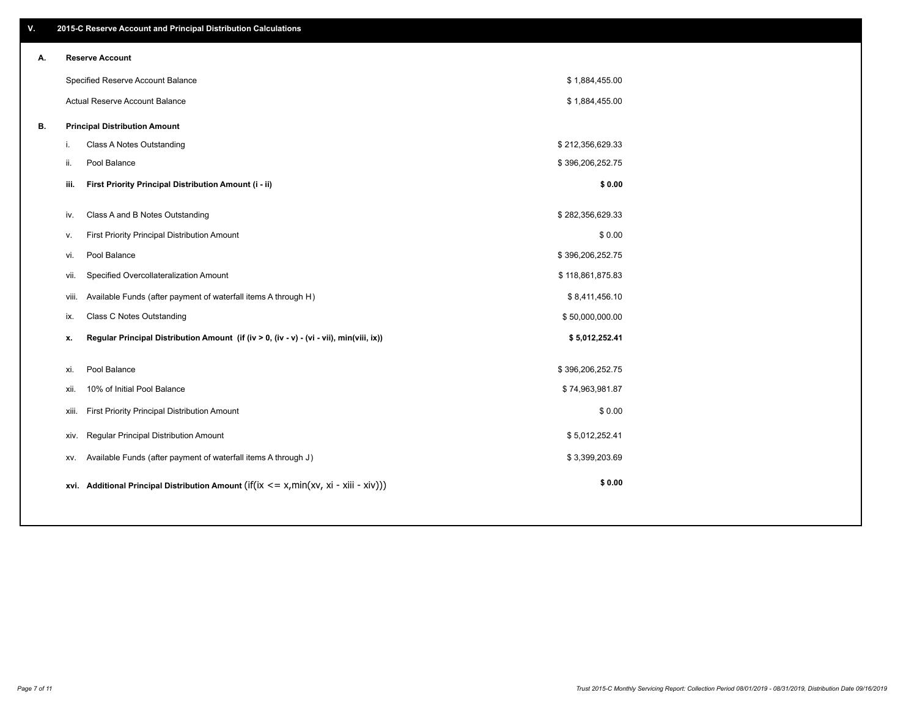## V. 2015-C Reserve Account and Principal Distribution Calculations

### A. Reserve Account

| | |
|---|---|
| Specified Reserve Account Balance | $ 1,884,455.00 |
| Actual Reserve Account Balance | $ 1,884,455.00 |

### B. Principal Distribution Amount

| | | |
|---|---|---|
| i. | Class A Notes Outstanding | $ 212,356,629.33 |
| ii. | Pool Balance | $ 396,206,252.75 |
| **iii.** | **First Priority Principal Distribution Amount (i - ii)** | **$ 0.00** |
| iv. | Class A and B Notes Outstanding | $ 282,356,629.33 |
| v. | First Priority Principal Distribution Amount | $ 0.00 |
| vi. | Pool Balance | $ 396,206,252.75 |
| vii. | Specified Overcollateralization Amount | $ 118,861,875.83 |
| viii. | Available Funds (after payment of waterfall items A through H) | $ 8,411,456.10 |
| ix. | Class C Notes Outstanding | $ 50,000,000.00 |
| **x.** | **Regular Principal Distribution Amount (if (iv > 0, (iv - v) - (vi - vii), min(viii, ix))** | **$ 5,012,252.41** |
| xi. | Pool Balance | $ 396,206,252.75 |
| xii. | 10% of Initial Pool Balance | $ 74,963,981.87 |
| xiii. | First Priority Principal Distribution Amount | $ 0.00 |
| xiv. | Regular Principal Distribution Amount | $ 5,012,252.41 |
| xv. | Available Funds (after payment of waterfall items A through J) | $ 3,399,203.69 |
| **xvi.** | **Additional Principal Distribution Amount** (if(ix <= x,min(xv, xi - xiii - xiv))) | **$ 0.00** |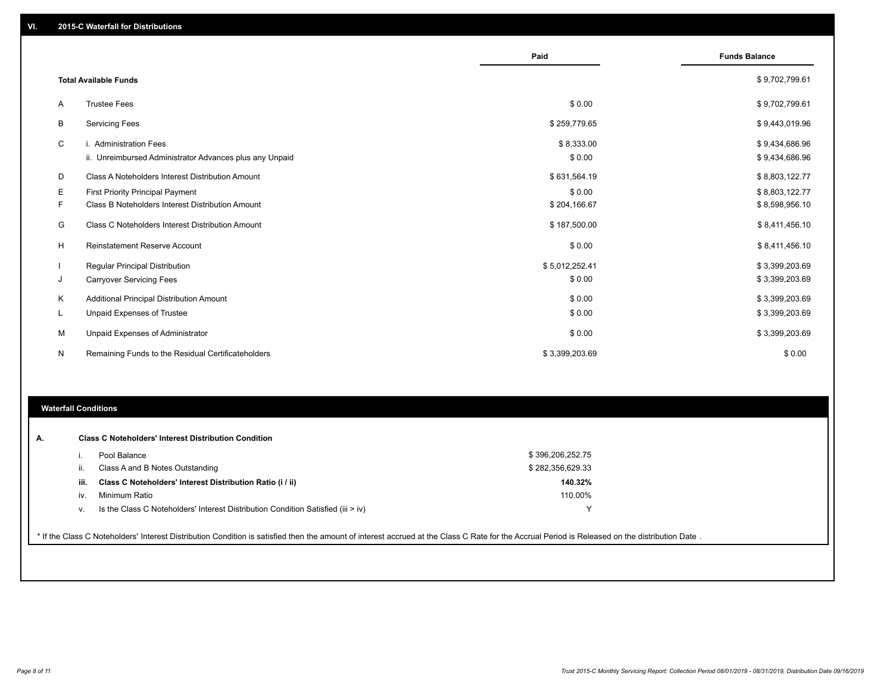## VI. 2015-C Waterfall for Distributions

| | | Paid | Funds Balance |
|---|---|---|---|
| | **Total Available Funds** | | $ 9,702,799.61 |
| A | Trustee Fees | $ 0.00 | $ 9,702,799.61 |
| B | Servicing Fees | $ 259,779.65 | $ 9,443,019.96 |
| C | i. Administration Fees | $ 8,333.00 | $ 9,434,686.96 |
| | ii. Unreimbursed Administrator Advances plus any Unpaid | $ 0.00 | $ 9,434,686.96 |
| D | Class A Noteholders Interest Distribution Amount | $ 631,564.19 | $ 8,803,122.77 |
| E | First Priority Principal Payment | $ 0.00 | $ 8,803,122.77 |
| F | Class B Noteholders Interest Distribution Amount | $ 204,166.67 | $ 8,598,956.10 |
| G | Class C Noteholders Interest Distribution Amount | $ 187,500.00 | $ 8,411,456.10 |
| H | Reinstatement Reserve Account | $ 0.00 | $ 8,411,456.10 |
| I | Regular Principal Distribution | $ 5,012,252.41 | $ 3,399,203.69 |
| J | Carryover Servicing Fees | $ 0.00 | $ 3,399,203.69 |
| K | Additional Principal Distribution Amount | $ 0.00 | $ 3,399,203.69 |
| L | Unpaid Expenses of Trustee | $ 0.00 | $ 3,399,203.69 |
| M | Unpaid Expenses of Administrator | $ 0.00 | $ 3,399,203.69 |
| N | Remaining Funds to the Residual Certificateholders | $ 3,399,203.69 | $ 0.00 |

## Waterfall Conditions

**A. Class C Noteholders' Interest Distribution Condition**

| | | |
|---|---|---|
| i. | Pool Balance | $ 396,206,252.75 |
| ii. | Class A and B Notes Outstanding | $ 282,356,629.33 |
| **iii.** | **Class C Noteholders' Interest Distribution Ratio (i / ii)** | **140.32%** |
| iv. | Minimum Ratio | 110.00% |
| v. | Is the Class C Noteholders' Interest Distribution Condition Satisfied (iii > iv) | Y |

* If the Class C Noteholders' Interest Distribution Condition is satisfied then the amount of interest accrued at the Class C Rate for the Accrual Period is Released on the distribution Date .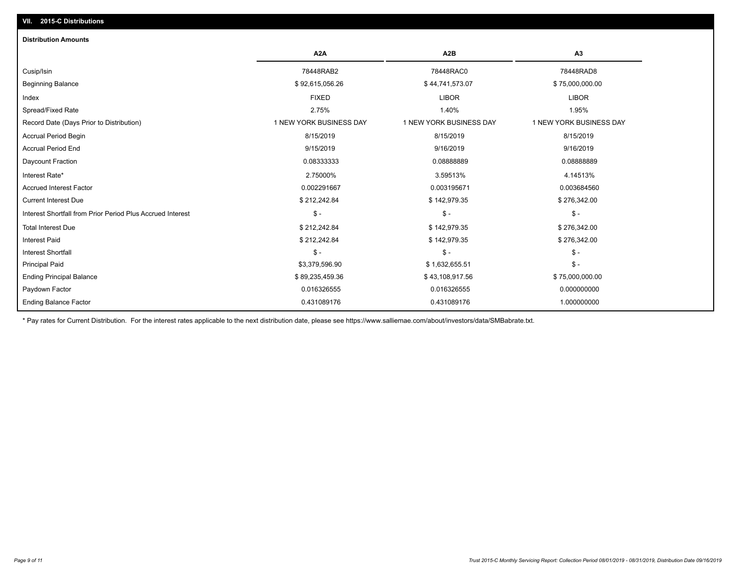## VII. 2015-C Distributions

### Distribution Amounts

| | A2A | A2B | A3 |
|---|---|---|---|
| Cusip/Isin | 78448RAB2 | 78448RAC0 | 78448RAD8 |
| Beginning Balance | $ 92,615,056.26 | $ 44,741,573.07 | $ 75,000,000.00 |
| Index | FIXED | LIBOR | LIBOR |
| Spread/Fixed Rate | 2.75% | 1.40% | 1.95% |
| Record Date (Days Prior to Distribution) | 1 NEW YORK BUSINESS DAY | 1 NEW YORK BUSINESS DAY | 1 NEW YORK BUSINESS DAY |
| Accrual Period Begin | 8/15/2019 | 8/15/2019 | 8/15/2019 |
| Accrual Period End | 9/15/2019 | 9/16/2019 | 9/16/2019 |
| Daycount Fraction | 0.08333333 | 0.08888889 | 0.08888889 |
| Interest Rate* | 2.75000% | 3.59513% | 4.14513% |
| Accrued Interest Factor | 0.002291667 | 0.003195671 | 0.003684560 |
| Current Interest Due | $ 212,242.84 | $ 142,979.35 | $ 276,342.00 |
| Interest Shortfall from Prior Period Plus Accrued Interest | $ - | $ - | $ - |
| Total Interest Due | $ 212,242.84 | $ 142,979.35 | $ 276,342.00 |
| Interest Paid | $ 212,242.84 | $ 142,979.35 | $ 276,342.00 |
| Interest Shortfall | $ - | $ - | $ - |
| Principal Paid | $3,379,596.90 | $ 1,632,655.51 | $ - |
| Ending Principal Balance | $ 89,235,459.36 | $ 43,108,917.56 | $ 75,000,000.00 |
| Paydown Factor | 0.016326555 | 0.016326555 | 0.000000000 |
| Ending Balance Factor | 0.431089176 | 0.431089176 | 1.000000000 |

* Pay rates for Current Distribution. For the interest rates applicable to the next distribution date, please see https://www.salliemae.com/about/investors/data/SMBabrate.txt.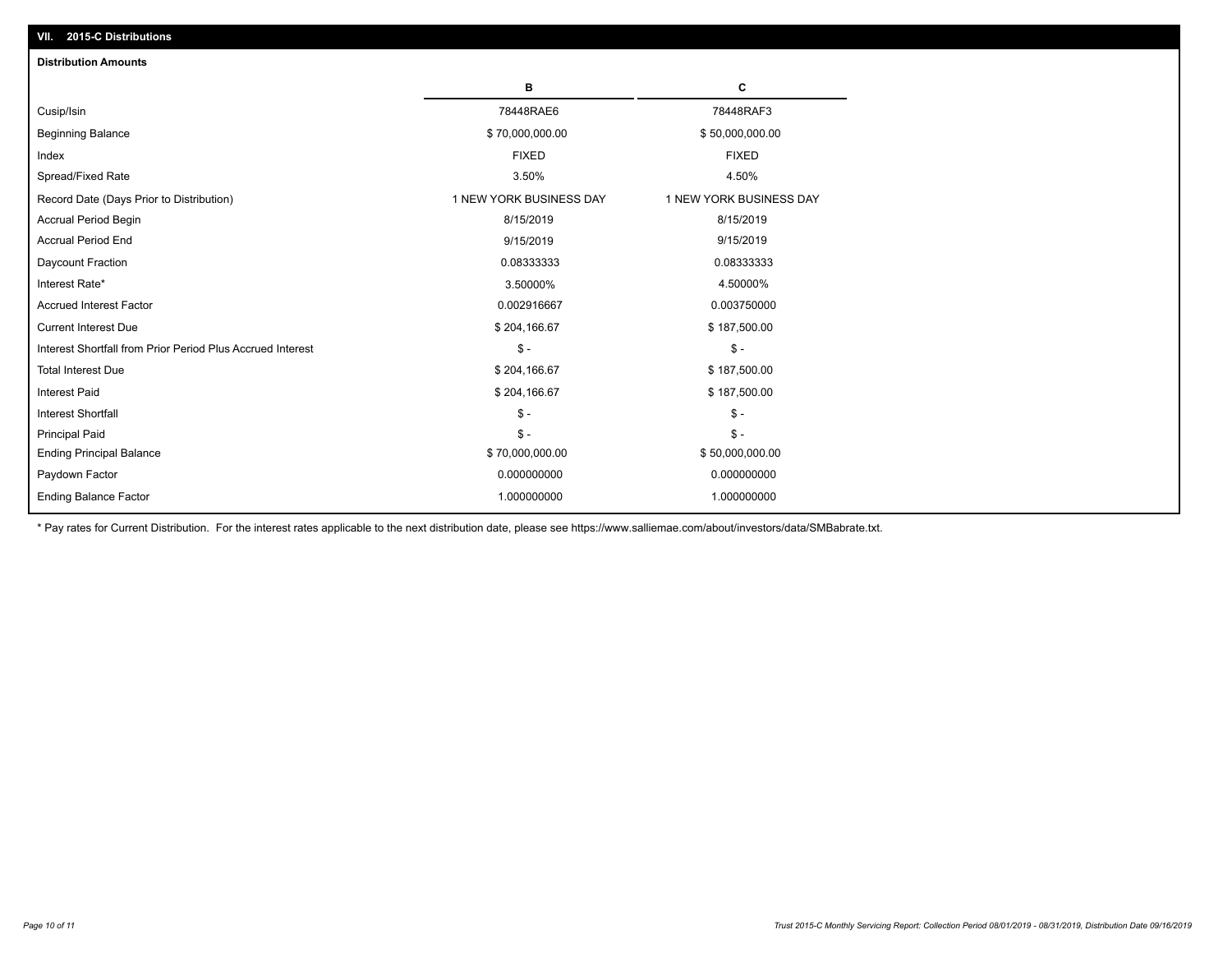## VII. 2015-C Distributions

### Distribution Amounts

| | B | C |
|---|---|---|
| Cusip/Isin | 78448RAE6 | 78448RAF3 |
| Beginning Balance | $ 70,000,000.00 | $ 50,000,000.00 |
| Index | FIXED | FIXED |
| Spread/Fixed Rate | 3.50% | 4.50% |
| Record Date (Days Prior to Distribution) | 1 NEW YORK BUSINESS DAY | 1 NEW YORK BUSINESS DAY |
| Accrual Period Begin | 8/15/2019 | 8/15/2019 |
| Accrual Period End | 9/15/2019 | 9/15/2019 |
| Daycount Fraction | 0.08333333 | 0.08333333 |
| Interest Rate* | 3.50000% | 4.50000% |
| Accrued Interest Factor | 0.002916667 | 0.003750000 |
| Current Interest Due | $ 204,166.67 | $ 187,500.00 |
| Interest Shortfall from Prior Period Plus Accrued Interest | $ - | $ - |
| Total Interest Due | $ 204,166.67 | $ 187,500.00 |
| Interest Paid | $ 204,166.67 | $ 187,500.00 |
| Interest Shortfall | $ - | $ - |
| Principal Paid | $ - | $ - |
| Ending Principal Balance | $ 70,000,000.00 | $ 50,000,000.00 |
| Paydown Factor | 0.000000000 | 0.000000000 |
| Ending Balance Factor | 1.000000000 | 1.000000000 |

* Pay rates for Current Distribution. For the interest rates applicable to the next distribution date, please see https://www.salliemae.com/about/investors/data/SMBabrate.txt.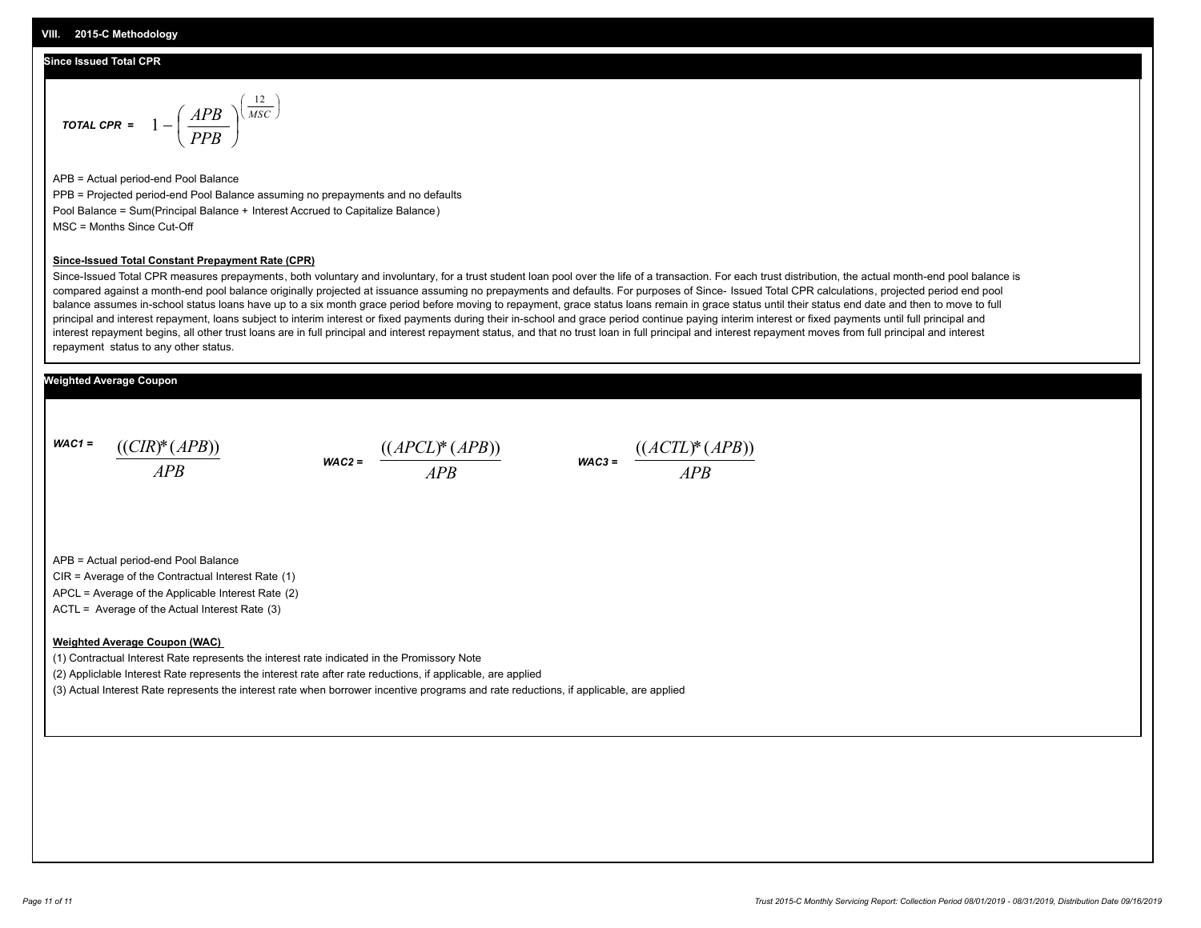## VIII. 2015-C Methodology

### Since Issued Total CPR

**TOTAL CPR =** $$1 - \left( \frac{APB}{PPB} \right)^{\left( \frac{12}{MSC} \right)}$$

APB = Actual period-end Pool Balance

PPB = Projected period-end Pool Balance assuming no prepayments and no defaults

Pool Balance = Sum(Principal Balance + Interest Accrued to Capitalize Balance)

MSC = Months Since Cut-Off

**Since-Issued Total Constant Prepayment Rate (CPR)**

Since-Issued Total CPR measures prepayments, both voluntary and involuntary, for a trust student loan pool over the life of a transaction. For each trust distribution, the actual month-end pool balance is compared against a month-end pool balance originally projected at issuance assuming no prepayments and defaults. For purposes of Since- Issued Total CPR calculations, projected period end pool balance assumes in-school status loans have up to a six month grace period before moving to repayment, grace status loans remain in grace status until their status end date and then to move to full principal and interest repayment, loans subject to interim interest or fixed payments during their in-school and grace period continue paying interim interest or fixed payments until full principal and interest repayment begins, all other trust loans are in full principal and interest repayment status, and that no trust loan in full principal and interest repayment moves from full principal and interest repayment status to any other status.

### Weighted Average Coupon

**WAC1 =** $$\frac{((CIR)*(APB))}{APB}$$

**WAC2 =** $$\frac{((APCL)*(APB))}{APB}$$

**WAC3 =** $$\frac{((ACTL)*(APB))}{APB}$$

APB = Actual period-end Pool Balance

CIR = Average of the Contractual Interest Rate (1)

APCL = Average of the Applicable Interest Rate (2)

ACTL = Average of the Actual Interest Rate (3)

**Weighted Average Coupon (WAC)**

(1) Contractual Interest Rate represents the interest rate indicated in the Promissory Note

(2) Appliclable Interest Rate represents the interest rate after rate reductions, if applicable, are applied

(3) Actual Interest Rate represents the interest rate when borrower incentive programs and rate reductions, if applicable, are applied